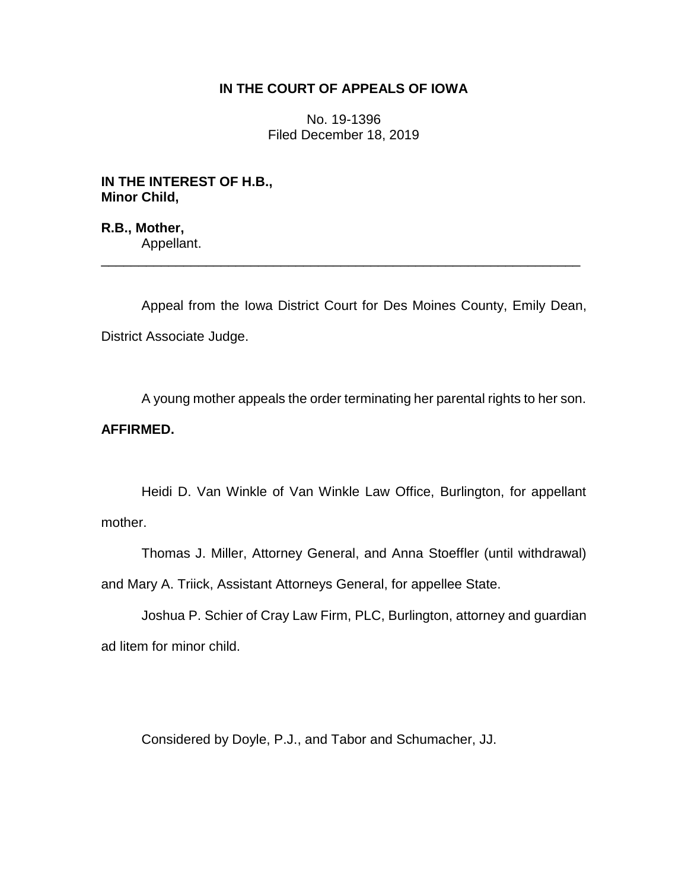# IN THE COURT OF APPEALS OF IOWA

No. 19-1396
Filed December 18, 2019

**IN THE INTEREST OF H.B., Minor Child,**

**R.B., Mother,**
Appellant.

---

Appeal from the Iowa District Court for Des Moines County, Emily Dean, District Associate Judge.

A young mother appeals the order terminating her parental rights to her son.

**AFFIRMED.**

Heidi D. Van Winkle of Van Winkle Law Office, Burlington, for appellant mother.

Thomas J. Miller, Attorney General, and Anna Stoeffler (until withdrawal) and Mary A. Triick, Assistant Attorneys General, for appellee State.

Joshua P. Schier of Cray Law Firm, PLC, Burlington, attorney and guardian ad litem for minor child.

Considered by Doyle, P.J., and Tabor and Schumacher, JJ.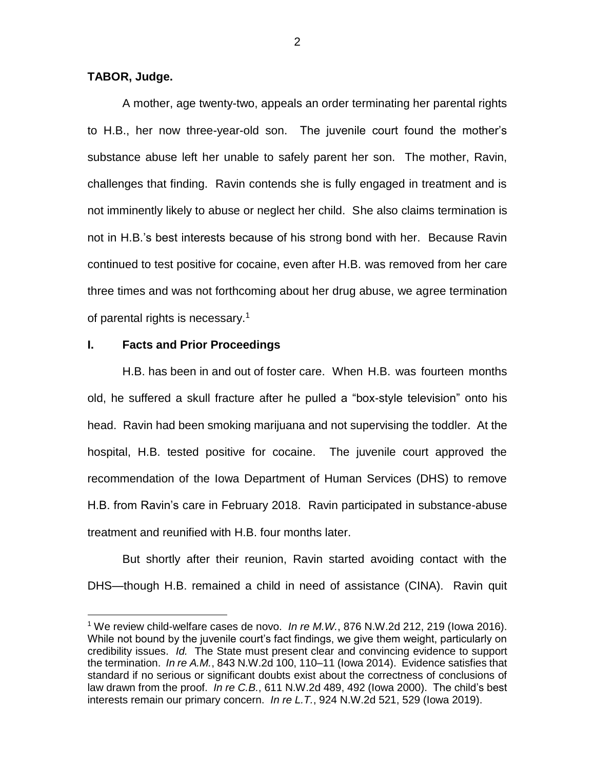**TABOR, Judge.**

A mother, age twenty-two, appeals an order terminating her parental rights to H.B., her now three-year-old son. The juvenile court found the mother's substance abuse left her unable to safely parent her son. The mother, Ravin, challenges that finding. Ravin contends she is fully engaged in treatment and is not imminently likely to abuse or neglect her child. She also claims termination is not in H.B.'s best interests because of his strong bond with her. Because Ravin continued to test positive for cocaine, even after H.B. was removed from her care three times and was not forthcoming about her drug abuse, we agree termination of parental rights is necessary.[1]

## I. Facts and Prior Proceedings

H.B. has been in and out of foster care. When H.B. was fourteen months old, he suffered a skull fracture after he pulled a "box-style television" onto his head. Ravin had been smoking marijuana and not supervising the toddler. At the hospital, H.B. tested positive for cocaine. The juvenile court approved the recommendation of the Iowa Department of Human Services (DHS) to remove H.B. from Ravin's care in February 2018. Ravin participated in substance-abuse treatment and reunified with H.B. four months later.

But shortly after their reunion, Ravin started avoiding contact with the DHS—though H.B. remained a child in need of assistance (CINA). Ravin quit

[1] We review child-welfare cases de novo. *In re M.W.*, 876 N.W.2d 212, 219 (Iowa 2016). While not bound by the juvenile court's fact findings, we give them weight, particularly on credibility issues. *Id.* The State must present clear and convincing evidence to support the termination. *In re A.M.*, 843 N.W.2d 100, 110–11 (Iowa 2014). Evidence satisfies that standard if no serious or significant doubts exist about the correctness of conclusions of law drawn from the proof. *In re C.B.*, 611 N.W.2d 489, 492 (Iowa 2000). The child's best interests remain our primary concern. *In re L.T.*, 924 N.W.2d 521, 529 (Iowa 2019).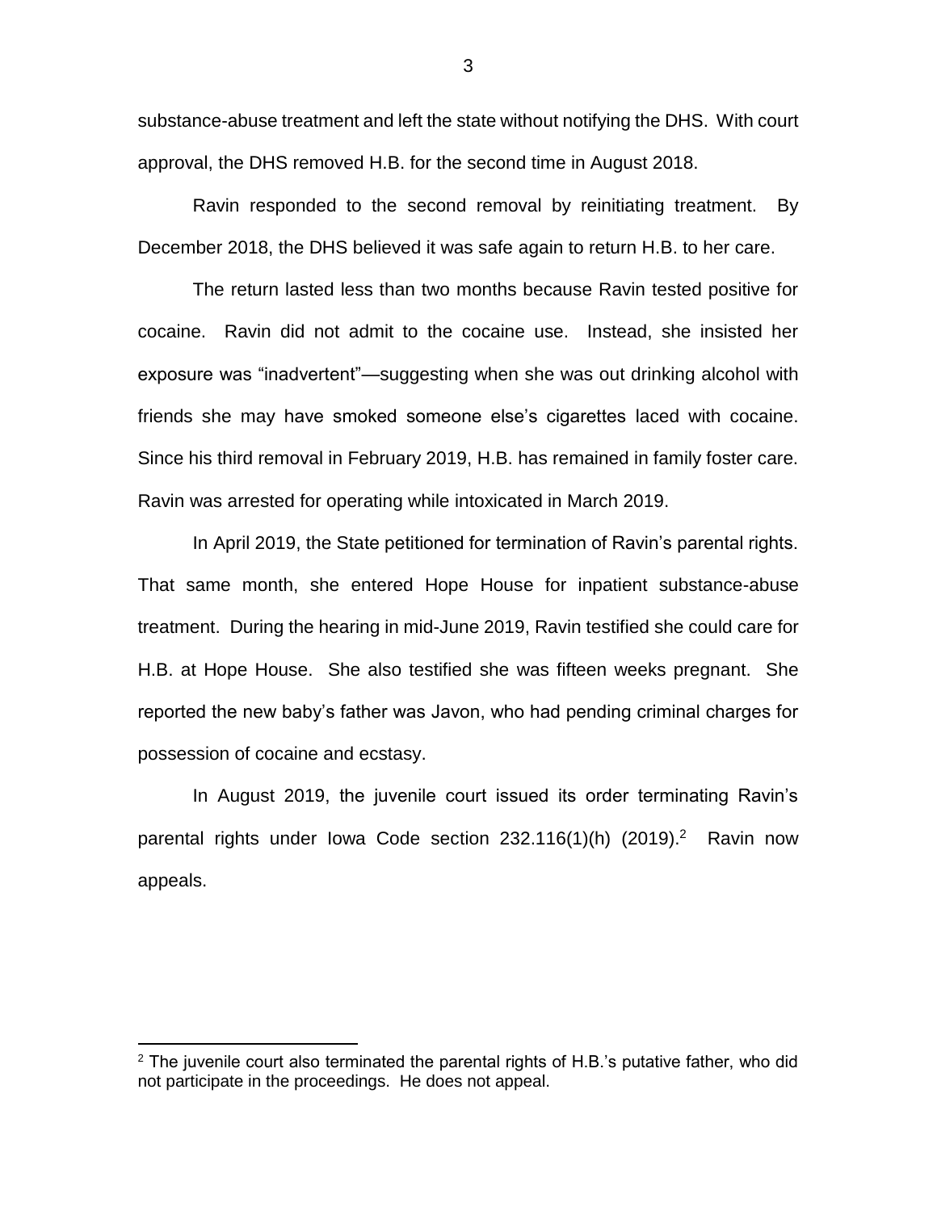substance-abuse treatment and left the state without notifying the DHS. With court approval, the DHS removed H.B. for the second time in August 2018.

Ravin responded to the second removal by reinitiating treatment. By December 2018, the DHS believed it was safe again to return H.B. to her care.

The return lasted less than two months because Ravin tested positive for cocaine. Ravin did not admit to the cocaine use. Instead, she insisted her exposure was "inadvertent"—suggesting when she was out drinking alcohol with friends she may have smoked someone else's cigarettes laced with cocaine. Since his third removal in February 2019, H.B. has remained in family foster care. Ravin was arrested for operating while intoxicated in March 2019.

In April 2019, the State petitioned for termination of Ravin's parental rights. That same month, she entered Hope House for inpatient substance-abuse treatment. During the hearing in mid-June 2019, Ravin testified she could care for H.B. at Hope House. She also testified she was fifteen weeks pregnant. She reported the new baby's father was Javon, who had pending criminal charges for possession of cocaine and ecstasy.

In August 2019, the juvenile court issued its order terminating Ravin's parental rights under Iowa Code section 232.116(1)(h) (2019).[2] Ravin now appeals.

---

[2] The juvenile court also terminated the parental rights of H.B.'s putative father, who did not participate in the proceedings. He does not appeal.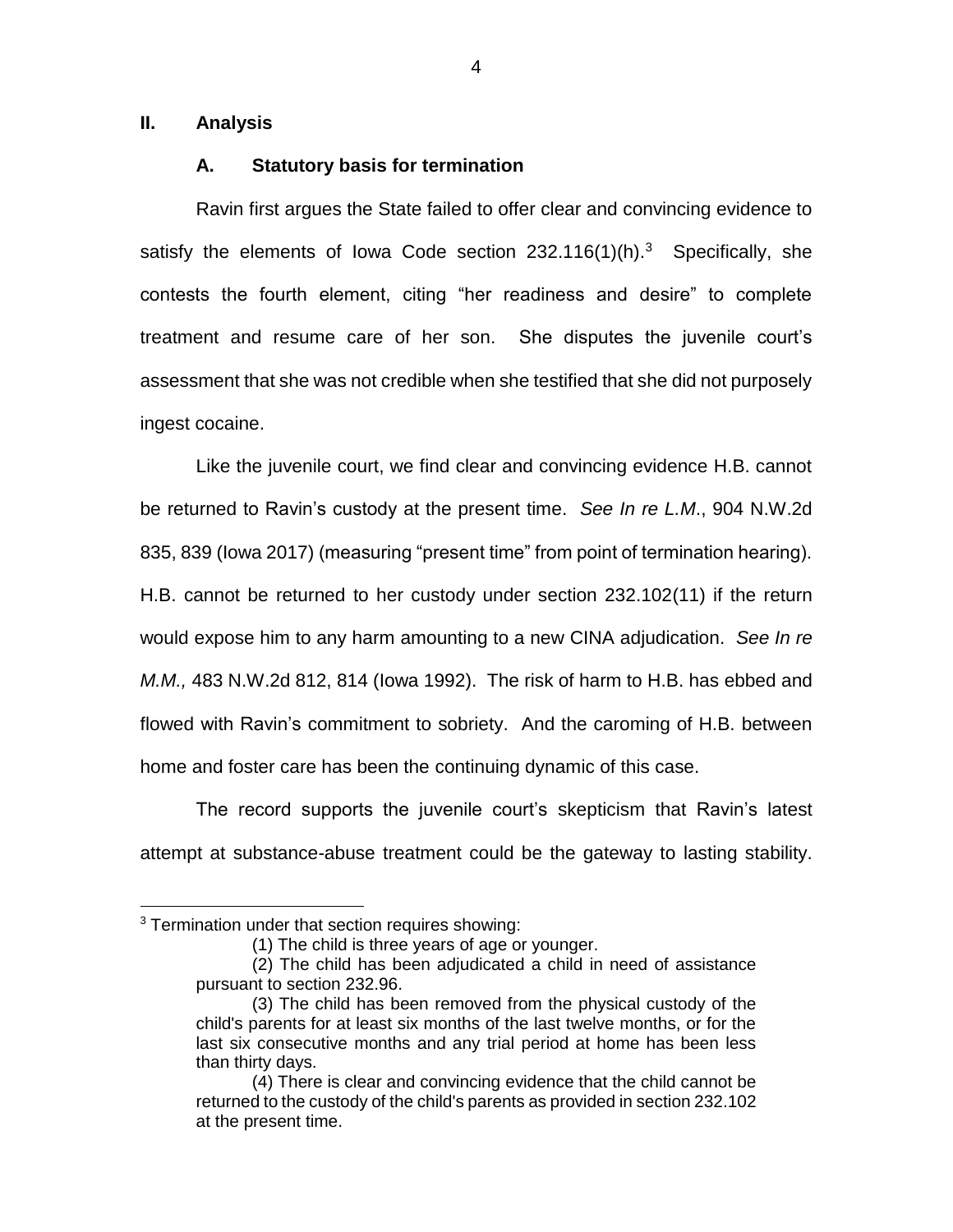## II. Analysis

### A. Statutory basis for termination

Ravin first argues the State failed to offer clear and convincing evidence to satisfy the elements of Iowa Code section 232.116(1)(h).[3] Specifically, she contests the fourth element, citing "her readiness and desire" to complete treatment and resume care of her son. She disputes the juvenile court's assessment that she was not credible when she testified that she did not purposely ingest cocaine.

Like the juvenile court, we find clear and convincing evidence H.B. cannot be returned to Ravin's custody at the present time. *See In re L.M.*, 904 N.W.2d 835, 839 (Iowa 2017) (measuring "present time" from point of termination hearing). H.B. cannot be returned to her custody under section 232.102(11) if the return would expose him to any harm amounting to a new CINA adjudication. *See In re M.M.,* 483 N.W.2d 812, 814 (Iowa 1992). The risk of harm to H.B. has ebbed and flowed with Ravin's commitment to sobriety. And the caroming of H.B. between home and foster care has been the continuing dynamic of this case.

The record supports the juvenile court's skepticism that Ravin's latest attempt at substance-abuse treatment could be the gateway to lasting stability.

---

[3] Termination under that section requires showing:

> (1) The child is three years of age or younger.
>
> (2) The child has been adjudicated a child in need of assistance pursuant to section 232.96.
>
> (3) The child has been removed from the physical custody of the child's parents for at least six months of the last twelve months, or for the last six consecutive months and any trial period at home has been less than thirty days.
>
> (4) There is clear and convincing evidence that the child cannot be returned to the custody of the child's parents as provided in section 232.102 at the present time.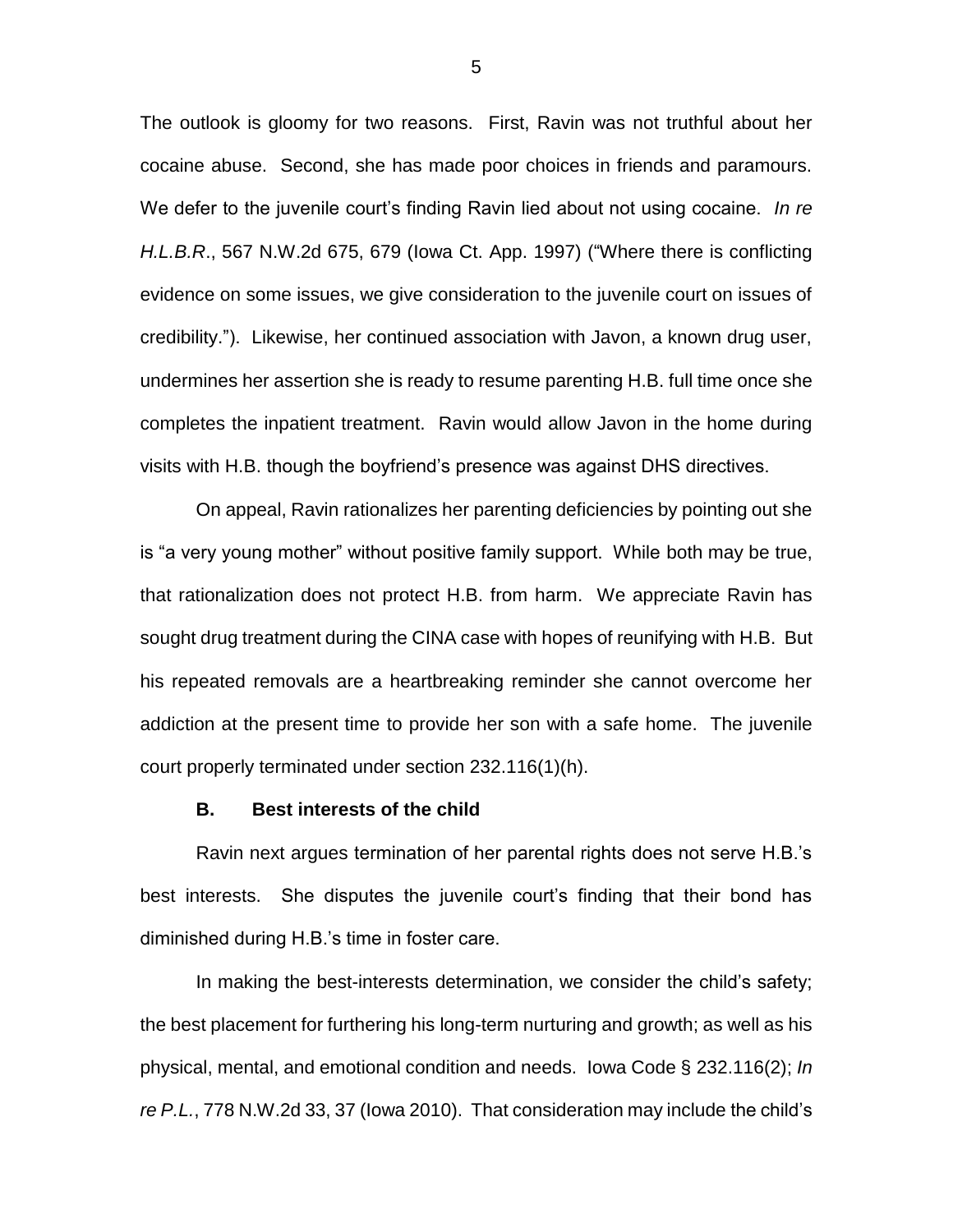The outlook is gloomy for two reasons. First, Ravin was not truthful about her cocaine abuse. Second, she has made poor choices in friends and paramours. We defer to the juvenile court's finding Ravin lied about not using cocaine. *In re H.L.B.R*., 567 N.W.2d 675, 679 (Iowa Ct. App. 1997) ("Where there is conflicting evidence on some issues, we give consideration to the juvenile court on issues of credibility."). Likewise, her continued association with Javon, a known drug user, undermines her assertion she is ready to resume parenting H.B. full time once she completes the inpatient treatment. Ravin would allow Javon in the home during visits with H.B. though the boyfriend's presence was against DHS directives.

On appeal, Ravin rationalizes her parenting deficiencies by pointing out she is "a very young mother" without positive family support. While both may be true, that rationalization does not protect H.B. from harm. We appreciate Ravin has sought drug treatment during the CINA case with hopes of reunifying with H.B. But his repeated removals are a heartbreaking reminder she cannot overcome her addiction at the present time to provide her son with a safe home. The juvenile court properly terminated under section 232.116(1)(h).

### B. Best interests of the child

Ravin next argues termination of her parental rights does not serve H.B.'s best interests. She disputes the juvenile court's finding that their bond has diminished during H.B.'s time in foster care.

In making the best-interests determination, we consider the child's safety; the best placement for furthering his long-term nurturing and growth; as well as his physical, mental, and emotional condition and needs. Iowa Code § 232.116(2); *In re P.L.*, 778 N.W.2d 33, 37 (Iowa 2010). That consideration may include the child's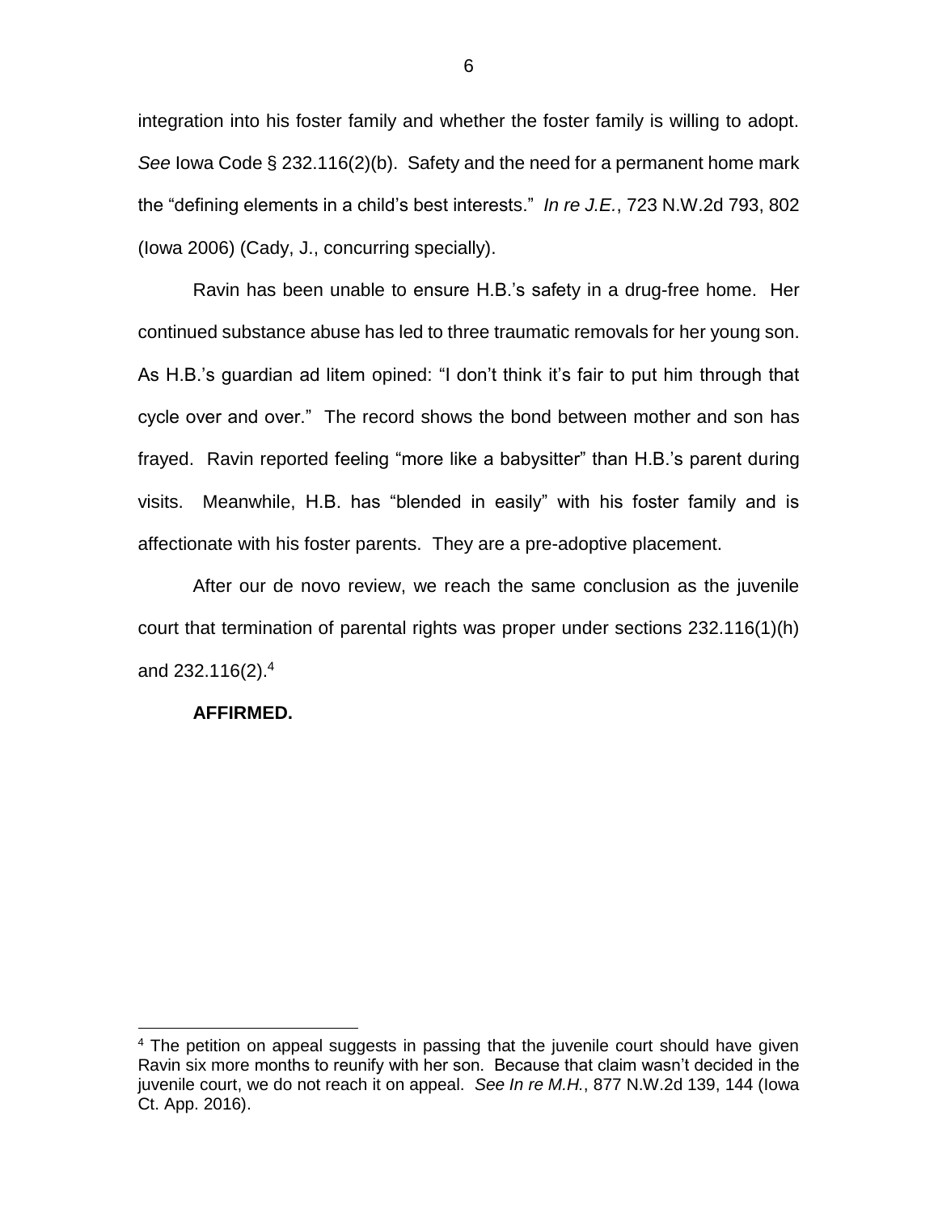integration into his foster family and whether the foster family is willing to adopt. *See* Iowa Code § 232.116(2)(b). Safety and the need for a permanent home mark the "defining elements in a child's best interests." *In re J.E.*, 723 N.W.2d 793, 802 (Iowa 2006) (Cady, J., concurring specially).

Ravin has been unable to ensure H.B.'s safety in a drug-free home. Her continued substance abuse has led to three traumatic removals for her young son. As H.B.'s guardian ad litem opined: "I don't think it's fair to put him through that cycle over and over." The record shows the bond between mother and son has frayed. Ravin reported feeling "more like a babysitter" than H.B.'s parent during visits. Meanwhile, H.B. has "blended in easily" with his foster family and is affectionate with his foster parents. They are a pre-adoptive placement.

After our de novo review, we reach the same conclusion as the juvenile court that termination of parental rights was proper under sections 232.116(1)(h) and 232.116(2).[4]

**AFFIRMED.**

---

[4] The petition on appeal suggests in passing that the juvenile court should have given Ravin six more months to reunify with her son. Because that claim wasn't decided in the juvenile court, we do not reach it on appeal. *See In re M.H.*, 877 N.W.2d 139, 144 (Iowa Ct. App. 2016).